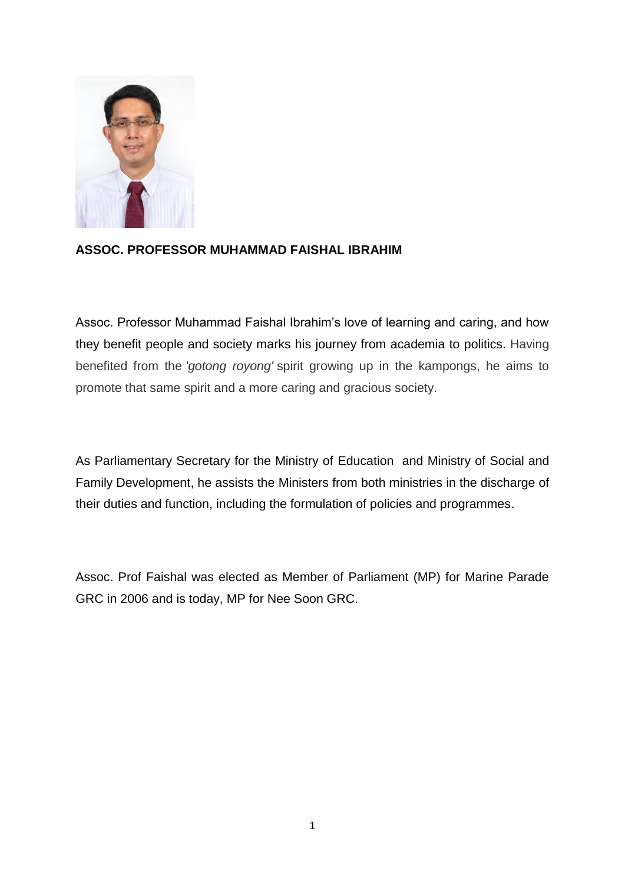**ASSOC. PROFESSOR MUHAMMAD FAISHAL IBRAHIM**

Assoc. Professor Muhammad Faishal Ibrahim's love of learning and caring, and how they benefit people and society marks his journey from academia to politics. Having benefited from the *'gotong royong'* spirit growing up in the kampongs, he aims to promote that same spirit and a more caring and gracious society.

As Parliamentary Secretary for the Ministry of Education and Ministry of Social and Family Development, he assists the Ministers from both ministries in the discharge of their duties and function, including the formulation of policies and programmes.

Assoc. Prof Faishal was elected as Member of Parliament (MP) for Marine Parade GRC in 2006 and is today, MP for Nee Soon GRC.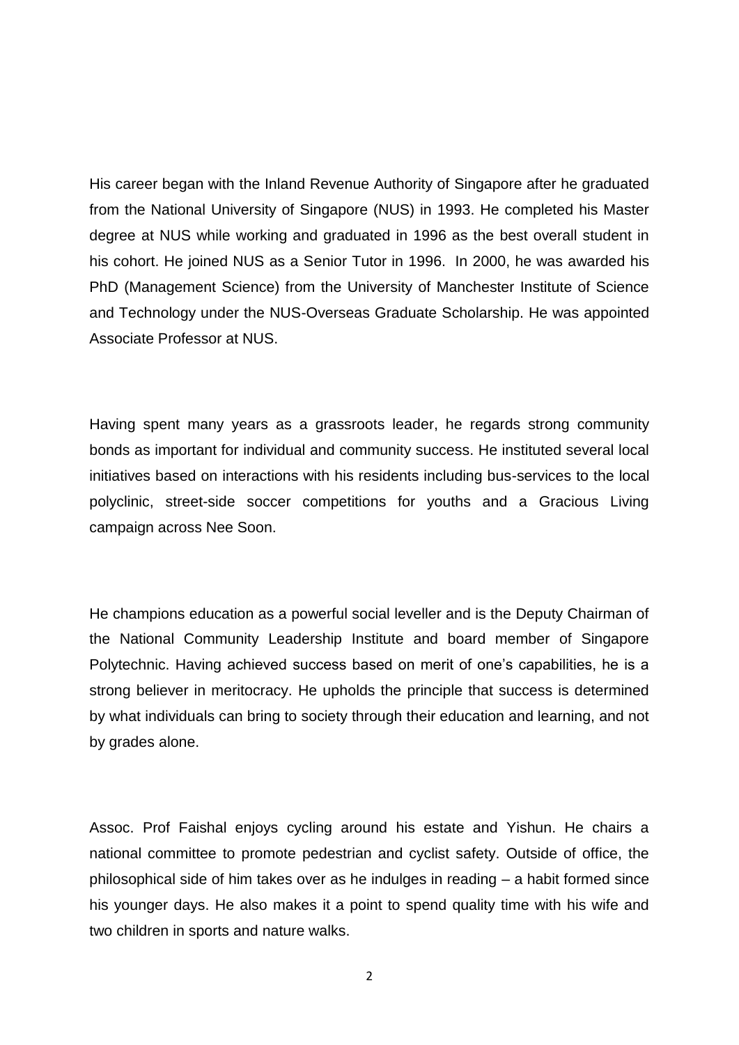His career began with the Inland Revenue Authority of Singapore after he graduated from the National University of Singapore (NUS) in 1993. He completed his Master degree at NUS while working and graduated in 1996 as the best overall student in his cohort. He joined NUS as a Senior Tutor in 1996. In 2000, he was awarded his PhD (Management Science) from the University of Manchester Institute of Science and Technology under the NUS-Overseas Graduate Scholarship. He was appointed Associate Professor at NUS.

Having spent many years as a grassroots leader, he regards strong community bonds as important for individual and community success. He instituted several local initiatives based on interactions with his residents including bus-services to the local polyclinic, street-side soccer competitions for youths and a Gracious Living campaign across Nee Soon.

He champions education as a powerful social leveller and is the Deputy Chairman of the National Community Leadership Institute and board member of Singapore Polytechnic. Having achieved success based on merit of one's capabilities, he is a strong believer in meritocracy. He upholds the principle that success is determined by what individuals can bring to society through their education and learning, and not by grades alone.

Assoc. Prof Faishal enjoys cycling around his estate and Yishun. He chairs a national committee to promote pedestrian and cyclist safety. Outside of office, the philosophical side of him takes over as he indulges in reading – a habit formed since his younger days. He also makes it a point to spend quality time with his wife and two children in sports and nature walks.